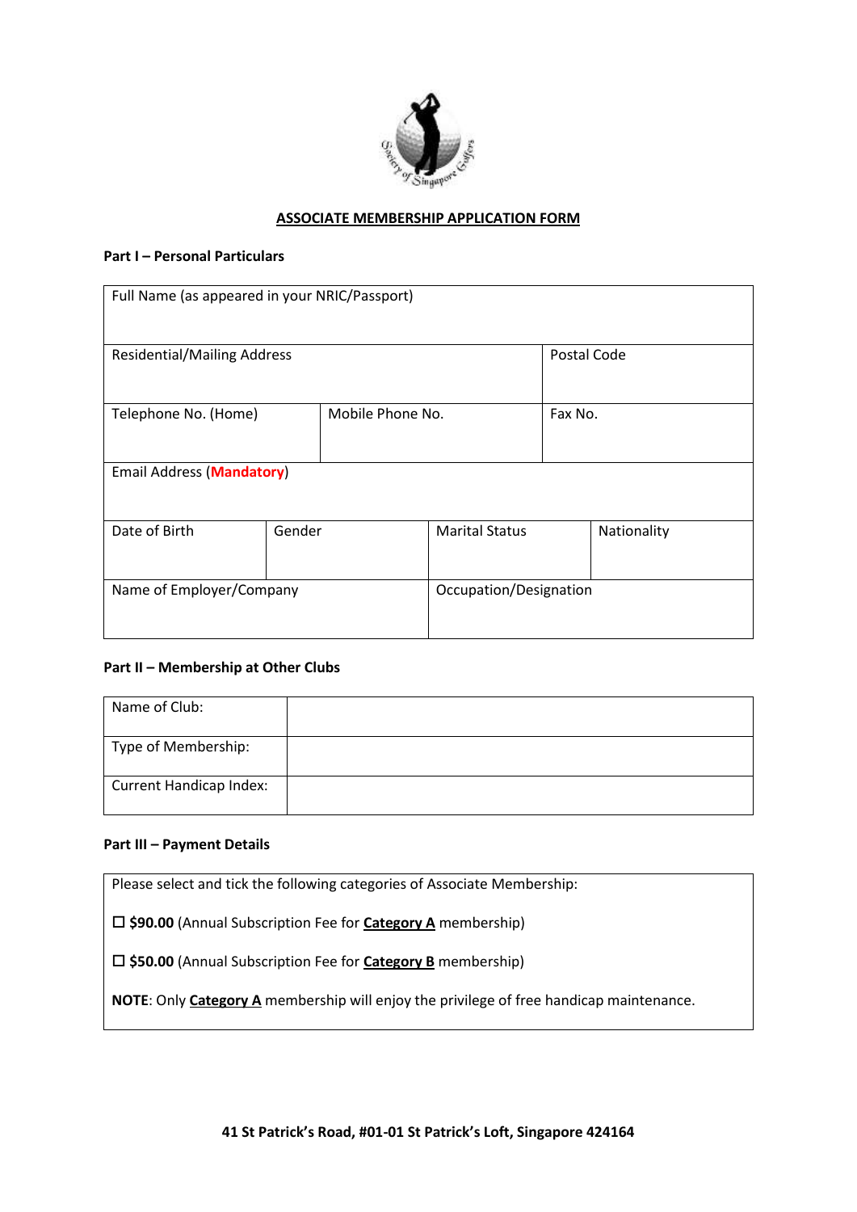## ASSOCIATE MEMBERSHIP APPLICATION FORM

### Part I – Personal Particulars

| | | | |
|---|---|---|---|
| Full Name (as appeared in your NRIC/Passport) | | | |
| Residential/Mailing Address | | | Postal Code |
| Telephone No. (Home) | Mobile Phone No. | | Fax No. |
| Email Address (**Mandatory**) | | | |
| Date of Birth | Gender | Marital Status | Nationality |
| Name of Employer/Company | | Occupation/Designation | |

### Part II – Membership at Other Clubs

| | |
|---|---|
| Name of Club: | |
| Type of Membership: | |
| Current Handicap Index: | |

### Part III – Payment Details

Please select and tick the following categories of Associate Membership:

☐ **$90.00** (Annual Subscription Fee for **Category A** membership)

☐ **$50.00** (Annual Subscription Fee for **Category B** membership)

**NOTE**: Only **Category A** membership will enjoy the privilege of free handicap maintenance.

**41 St Patrick's Road, #01-01 St Patrick's Loft, Singapore 424164**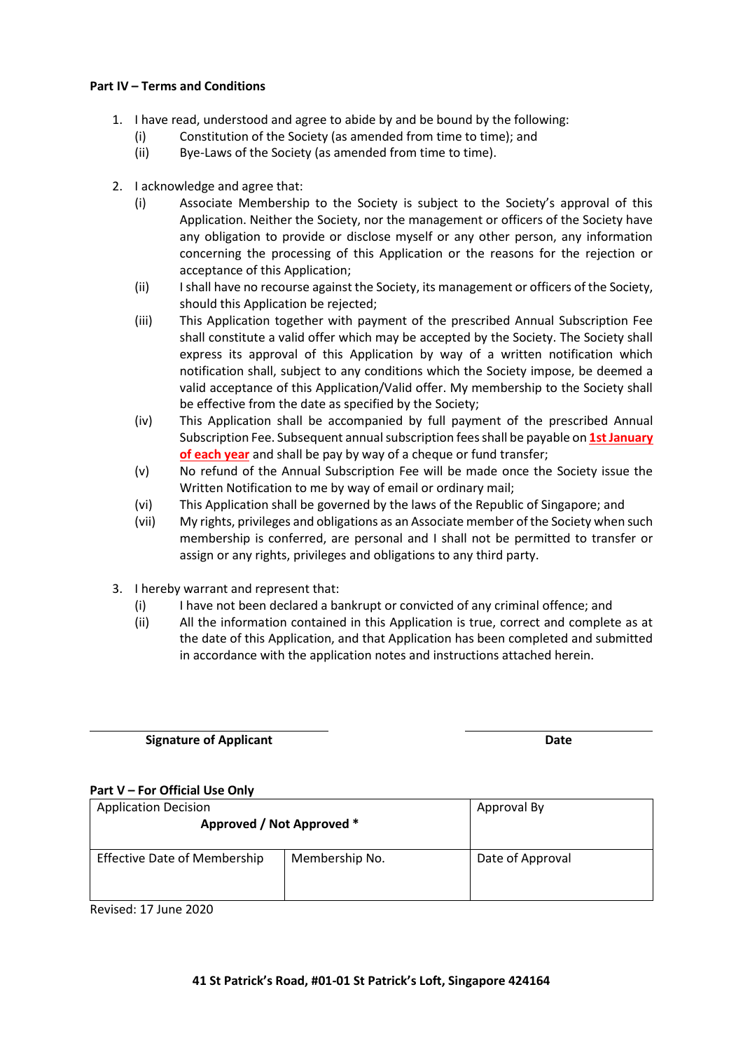**Part IV – Terms and Conditions**

1. I have read, understood and agree to abide by and be bound by the following:
   - (i) Constitution of the Society (as amended from time to time); and
   - (ii) Bye-Laws of the Society (as amended from time to time).

2. I acknowledge and agree that:
   - (i) Associate Membership to the Society is subject to the Society's approval of this Application. Neither the Society, nor the management or officers of the Society have any obligation to provide or disclose myself or any other person, any information concerning the processing of this Application or the reasons for the rejection or acceptance of this Application;
   - (ii) I shall have no recourse against the Society, its management or officers of the Society, should this Application be rejected;
   - (iii) This Application together with payment of the prescribed Annual Subscription Fee shall constitute a valid offer which may be accepted by the Society. The Society shall express its approval of this Application by way of a written notification which notification shall, subject to any conditions which the Society impose, be deemed a valid acceptance of this Application/Valid offer. My membership to the Society shall be effective from the date as specified by the Society;
   - (iv) This Application shall be accompanied by full payment of the prescribed Annual Subscription Fee. Subsequent annual subscription fees shall be payable on **1st January of each year** and shall be pay by way of a cheque or fund transfer;
   - (v) No refund of the Annual Subscription Fee will be made once the Society issue the Written Notification to me by way of email or ordinary mail;
   - (vi) This Application shall be governed by the laws of the Republic of Singapore; and
   - (vii) My rights, privileges and obligations as an Associate member of the Society when such membership is conferred, are personal and I shall not be permitted to transfer or assign or any rights, privileges and obligations to any third party.

3. I hereby warrant and represent that:
   - (i) I have not been declared a bankrupt or convicted of any criminal offence; and
   - (ii) All the information contained in this Application is true, correct and complete as at the date of this Application, and that Application has been completed and submitted in accordance with the application notes and instructions attached herein.

**Signature of Applicant** &nbsp;&nbsp;&nbsp;&nbsp;&nbsp;&nbsp;&nbsp;&nbsp; **Date**

**Part V – For Official Use Only**

| | | |
|---|---|---|
| Application Decision<br>**Approved / Not Approved \*** | | Approval By |
| Effective Date of Membership | Membership No. | Date of Approval |

Revised: 17 June 2020

**41 St Patrick's Road, #01-01 St Patrick's Loft, Singapore 424164**